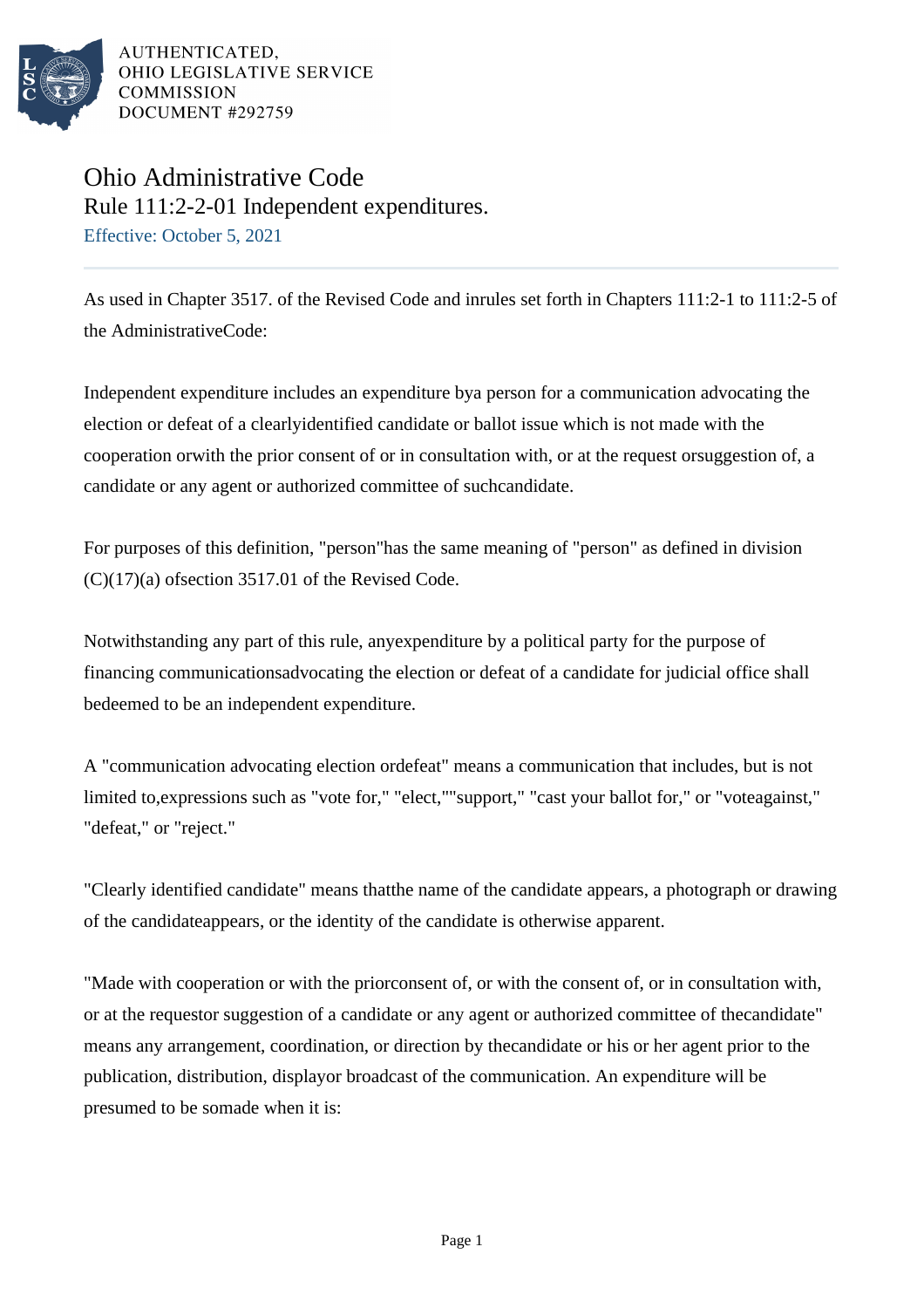AUTHENTICATED,
OHIO LEGISLATIVE SERVICE
COMMISSION
DOCUMENT #292759

# Ohio Administrative Code
## Rule 111:2-2-01 Independent expenditures.
Effective: October 5, 2021

As used in Chapter 3517. of the Revised Code and inrules set forth in Chapters 111:2-1 to 111:2-5 of the AdministrativeCode:

Independent expenditure includes an expenditure bya person for a communication advocating the election or defeat of a clearlyidentified candidate or ballot issue which is not made with the cooperation orwith the prior consent of or in consultation with, or at the request orsuggestion of, a candidate or any agent or authorized committee of suchcandidate.

For purposes of this definition, "person"has the same meaning of "person" as defined in division (C)(17)(a) ofsection 3517.01 of the Revised Code.

Notwithstanding any part of this rule, anyexpenditure by a political party for the purpose of financing communicationsadvocating the election or defeat of a candidate for judicial office shall bedeemed to be an independent expenditure.

A "communication advocating election ordefeat" means a communication that includes, but is not limited to,expressions such as "vote for," "elect,""support," "cast your ballot for," or "voteagainst," "defeat," or "reject."

"Clearly identified candidate" means thatthe name of the candidate appears, a photograph or drawing of the candidateappears, or the identity of the candidate is otherwise apparent.

"Made with cooperation or with the priorconsent of, or with the consent of, or in consultation with, or at the requestor suggestion of a candidate or any agent or authorized committee of thecandidate" means any arrangement, coordination, or direction by thecandidate or his or her agent prior to the publication, distribution, displayor broadcast of the communication. An expenditure will be presumed to be somade when it is: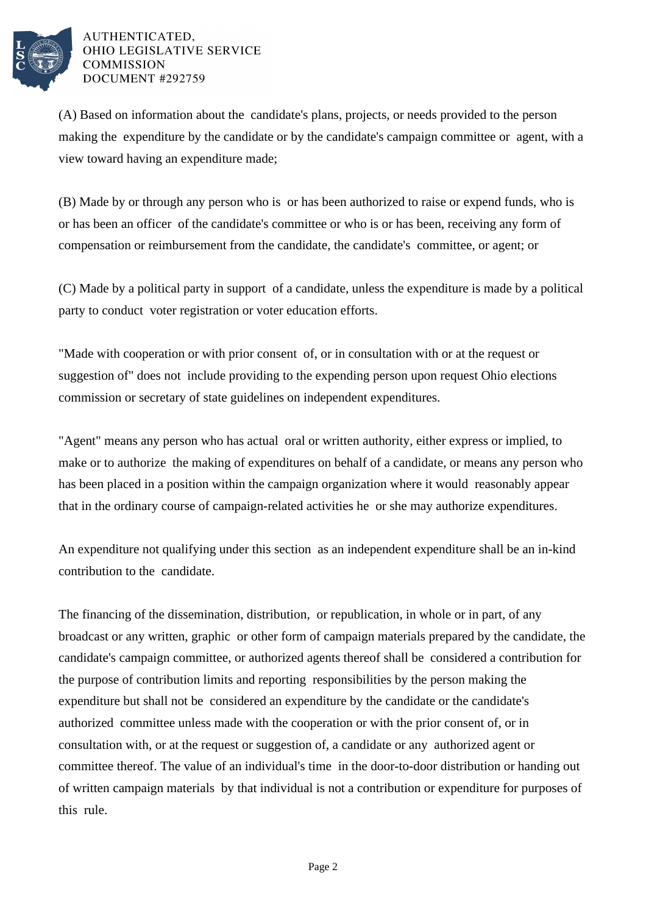(A) Based on information about the candidate's plans, projects, or needs provided to the person making the expenditure by the candidate or by the candidate's campaign committee or agent, with a view toward having an expenditure made;

(B) Made by or through any person who is or has been authorized to raise or expend funds, who is or has been an officer of the candidate's committee or who is or has been, receiving any form of compensation or reimbursement from the candidate, the candidate's committee, or agent; or

(C) Made by a political party in support of a candidate, unless the expenditure is made by a political party to conduct voter registration or voter education efforts.

"Made with cooperation or with prior consent of, or in consultation with or at the request or suggestion of" does not include providing to the expending person upon request Ohio elections commission or secretary of state guidelines on independent expenditures.

"Agent" means any person who has actual oral or written authority, either express or implied, to make or to authorize the making of expenditures on behalf of a candidate, or means any person who has been placed in a position within the campaign organization where it would reasonably appear that in the ordinary course of campaign-related activities he or she may authorize expenditures.

An expenditure not qualifying under this section as an independent expenditure shall be an in-kind contribution to the candidate.

The financing of the dissemination, distribution, or republication, in whole or in part, of any broadcast or any written, graphic or other form of campaign materials prepared by the candidate, the candidate's campaign committee, or authorized agents thereof shall be considered a contribution for the purpose of contribution limits and reporting responsibilities by the person making the expenditure but shall not be considered an expenditure by the candidate or the candidate's authorized committee unless made with the cooperation or with the prior consent of, or in consultation with, or at the request or suggestion of, a candidate or any authorized agent or committee thereof. The value of an individual's time in the door-to-door distribution or handing out of written campaign materials by that individual is not a contribution or expenditure for purposes of this rule.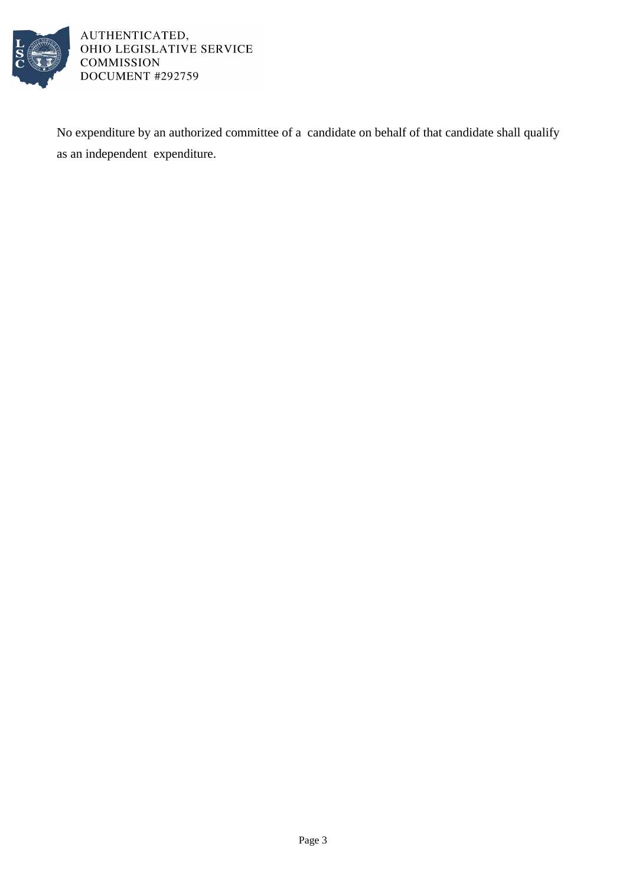No expenditure by an authorized committee of a candidate on behalf of that candidate shall qualify as an independent expenditure.